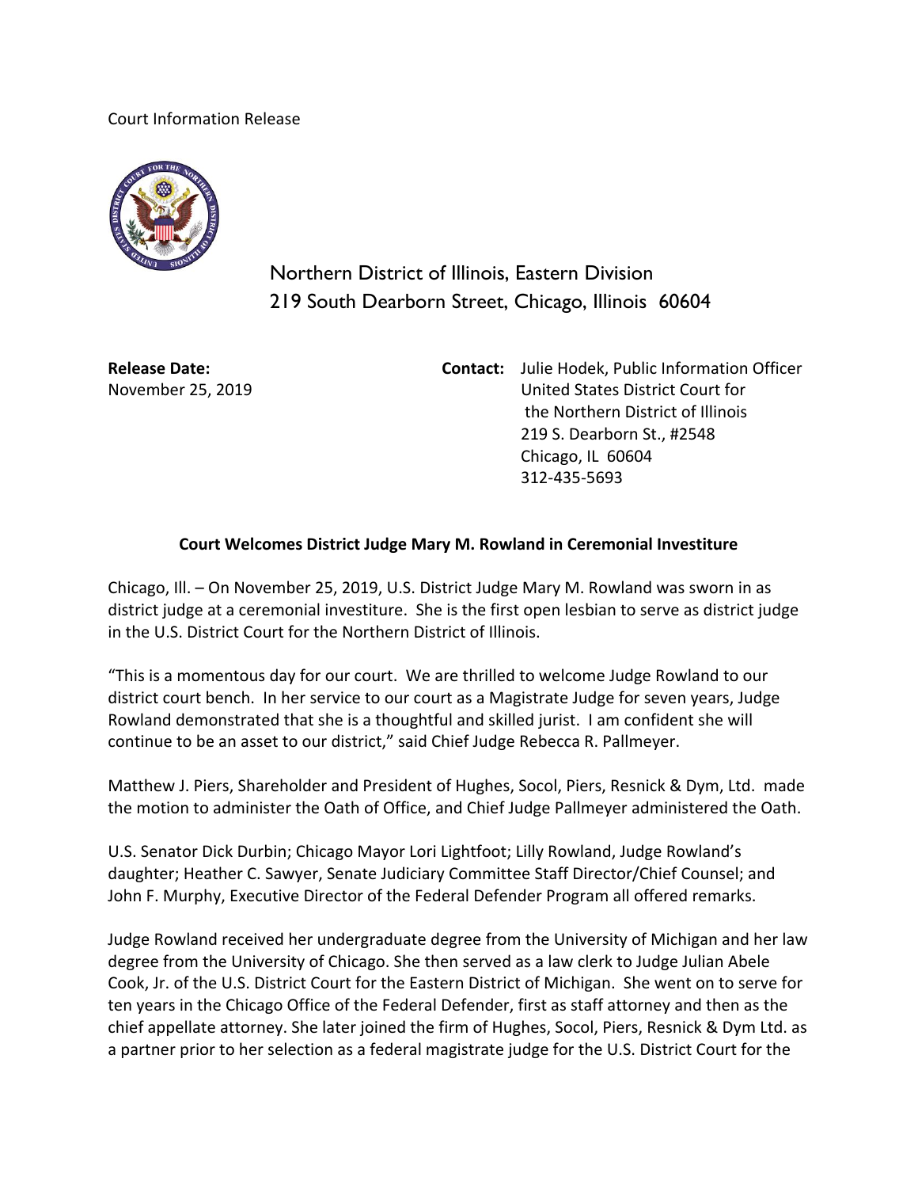Court Information Release

Northern District of Illinois, Eastern Division
219 South Dearborn Street, Chicago, Illinois 60604

**Release Date:**
November 25, 2019

**Contact:** Julie Hodek, Public Information Officer
United States District Court for
the Northern District of Illinois
219 S. Dearborn St., #2548
Chicago, IL 60604
312-435-5693

**Court Welcomes District Judge Mary M. Rowland in Ceremonial Investiture**

Chicago, Ill. – On November 25, 2019, U.S. District Judge Mary M. Rowland was sworn in as district judge at a ceremonial investiture. She is the first open lesbian to serve as district judge in the U.S. District Court for the Northern District of Illinois.

"This is a momentous day for our court. We are thrilled to welcome Judge Rowland to our district court bench. In her service to our court as a Magistrate Judge for seven years, Judge Rowland demonstrated that she is a thoughtful and skilled jurist. I am confident she will continue to be an asset to our district," said Chief Judge Rebecca R. Pallmeyer.

Matthew J. Piers, Shareholder and President of Hughes, Socol, Piers, Resnick & Dym, Ltd. made the motion to administer the Oath of Office, and Chief Judge Pallmeyer administered the Oath.

U.S. Senator Dick Durbin; Chicago Mayor Lori Lightfoot; Lilly Rowland, Judge Rowland's daughter; Heather C. Sawyer, Senate Judiciary Committee Staff Director/Chief Counsel; and John F. Murphy, Executive Director of the Federal Defender Program all offered remarks.

Judge Rowland received her undergraduate degree from the University of Michigan and her law degree from the University of Chicago. She then served as a law clerk to Judge Julian Abele Cook, Jr. of the U.S. District Court for the Eastern District of Michigan. She went on to serve for ten years in the Chicago Office of the Federal Defender, first as staff attorney and then as the chief appellate attorney. She later joined the firm of Hughes, Socol, Piers, Resnick & Dym Ltd. as a partner prior to her selection as a federal magistrate judge for the U.S. District Court for the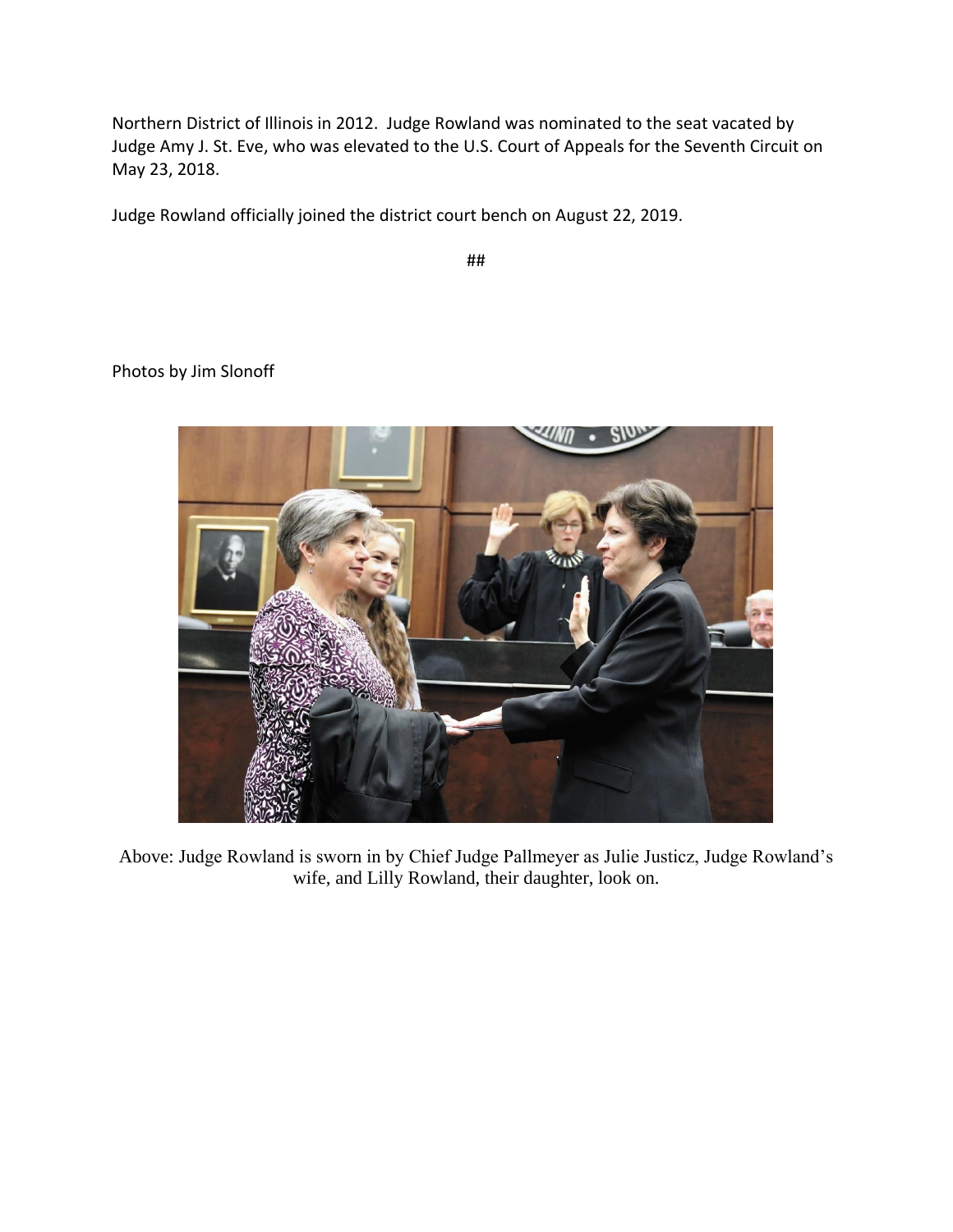Northern District of Illinois in 2012. Judge Rowland was nominated to the seat vacated by Judge Amy J. St. Eve, who was elevated to the U.S. Court of Appeals for the Seventh Circuit on May 23, 2018.

Judge Rowland officially joined the district court bench on August 22, 2019.

##

Photos by Jim Slonoff

Above: Judge Rowland is sworn in by Chief Judge Pallmeyer as Julie Justicz, Judge Rowland's wife, and Lilly Rowland, their daughter, look on.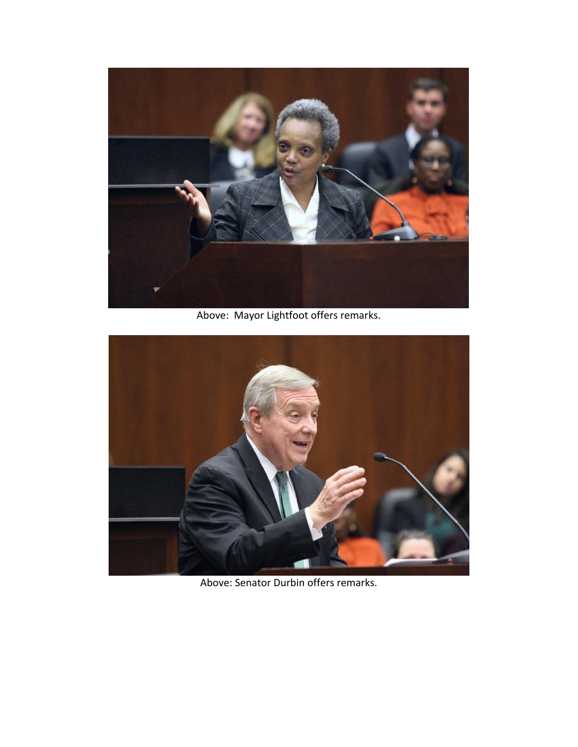Above: Mayor Lightfoot offers remarks.

Above: Senator Durbin offers remarks.